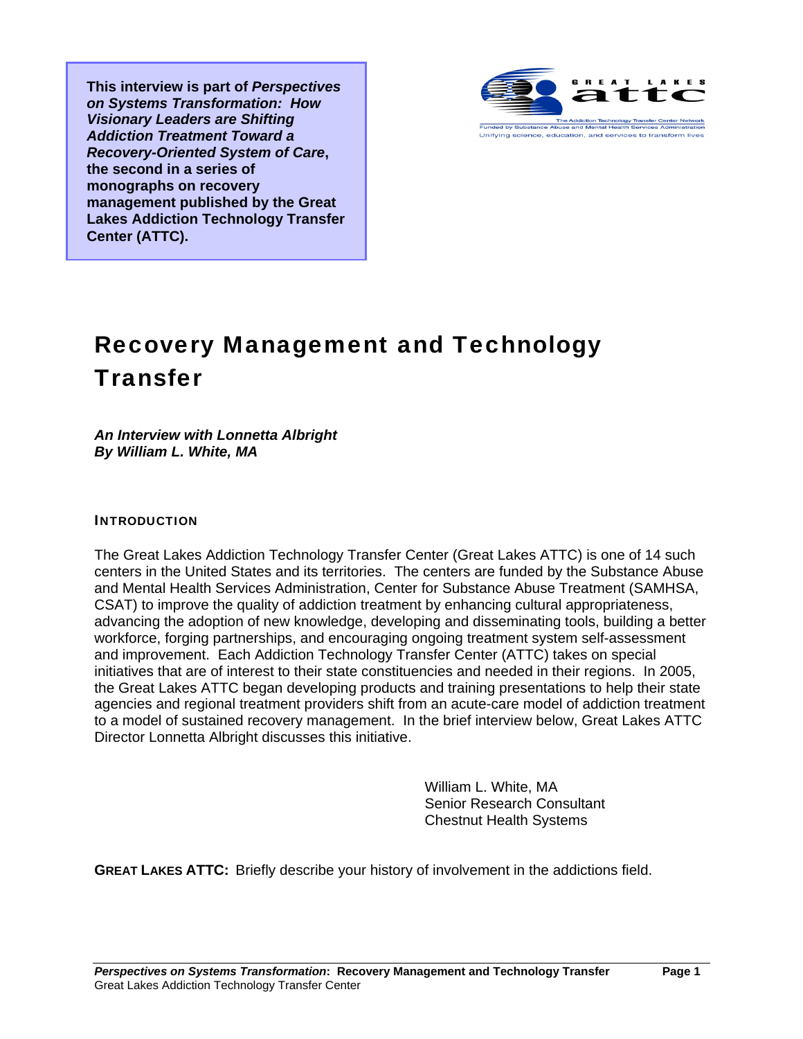**This interview is part of *Perspectives on Systems Transformation: How Visionary Leaders are Shifting Addiction Treatment Toward a Recovery-Oriented System of Care*, the second in a series of monographs on recovery management published by the Great Lakes Addiction Technology Transfer Center (ATTC).**

GREAT LAKES attc

The Addiction Technology Transfer Center Network
Funded by Substance Abuse and Mental Health Services Administration
Unifying science, education, and services to transform lives

# Recovery Management and Technology Transfer

***An Interview with Lonnetta Albright***
***By William L. White, MA***

## INTRODUCTION

The Great Lakes Addiction Technology Transfer Center (Great Lakes ATTC) is one of 14 such centers in the United States and its territories. The centers are funded by the Substance Abuse and Mental Health Services Administration, Center for Substance Abuse Treatment (SAMHSA, CSAT) to improve the quality of addiction treatment by enhancing cultural appropriateness, advancing the adoption of new knowledge, developing and disseminating tools, building a better workforce, forging partnerships, and encouraging ongoing treatment system self-assessment and improvement. Each Addiction Technology Transfer Center (ATTC) takes on special initiatives that are of interest to their state constituencies and needed in their regions. In 2005, the Great Lakes ATTC began developing products and training presentations to help their state agencies and regional treatment providers shift from an acute-care model of addiction treatment to a model of sustained recovery management. In the brief interview below, Great Lakes ATTC Director Lonnetta Albright discusses this initiative.

William L. White, MA
Senior Research Consultant
Chestnut Health Systems

**GREAT LAKES ATTC:** Briefly describe your history of involvement in the addictions field.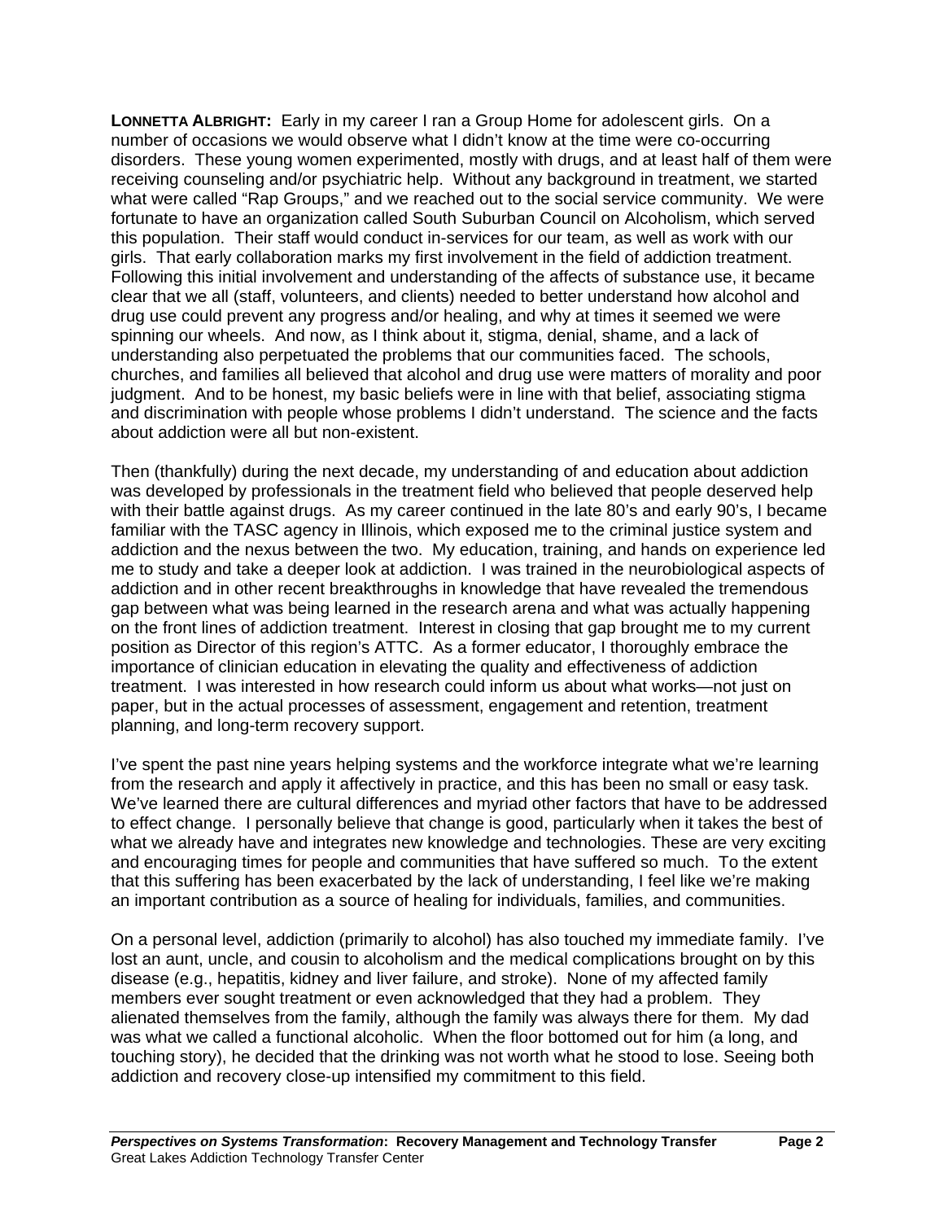**LONNETTA ALBRIGHT:** Early in my career I ran a Group Home for adolescent girls. On a number of occasions we would observe what I didn't know at the time were co-occurring disorders. These young women experimented, mostly with drugs, and at least half of them were receiving counseling and/or psychiatric help. Without any background in treatment, we started what were called "Rap Groups," and we reached out to the social service community. We were fortunate to have an organization called South Suburban Council on Alcoholism, which served this population. Their staff would conduct in-services for our team, as well as work with our girls. That early collaboration marks my first involvement in the field of addiction treatment. Following this initial involvement and understanding of the affects of substance use, it became clear that we all (staff, volunteers, and clients) needed to better understand how alcohol and drug use could prevent any progress and/or healing, and why at times it seemed we were spinning our wheels. And now, as I think about it, stigma, denial, shame, and a lack of understanding also perpetuated the problems that our communities faced. The schools, churches, and families all believed that alcohol and drug use were matters of morality and poor judgment. And to be honest, my basic beliefs were in line with that belief, associating stigma and discrimination with people whose problems I didn't understand. The science and the facts about addiction were all but non-existent.

Then (thankfully) during the next decade, my understanding of and education about addiction was developed by professionals in the treatment field who believed that people deserved help with their battle against drugs. As my career continued in the late 80's and early 90's, I became familiar with the TASC agency in Illinois, which exposed me to the criminal justice system and addiction and the nexus between the two. My education, training, and hands on experience led me to study and take a deeper look at addiction. I was trained in the neurobiological aspects of addiction and in other recent breakthroughs in knowledge that have revealed the tremendous gap between what was being learned in the research arena and what was actually happening on the front lines of addiction treatment. Interest in closing that gap brought me to my current position as Director of this region's ATTC. As a former educator, I thoroughly embrace the importance of clinician education in elevating the quality and effectiveness of addiction treatment. I was interested in how research could inform us about what works—not just on paper, but in the actual processes of assessment, engagement and retention, treatment planning, and long-term recovery support.

I've spent the past nine years helping systems and the workforce integrate what we're learning from the research and apply it affectively in practice, and this has been no small or easy task. We've learned there are cultural differences and myriad other factors that have to be addressed to effect change. I personally believe that change is good, particularly when it takes the best of what we already have and integrates new knowledge and technologies. These are very exciting and encouraging times for people and communities that have suffered so much. To the extent that this suffering has been exacerbated by the lack of understanding, I feel like we're making an important contribution as a source of healing for individuals, families, and communities.

On a personal level, addiction (primarily to alcohol) has also touched my immediate family. I've lost an aunt, uncle, and cousin to alcoholism and the medical complications brought on by this disease (e.g., hepatitis, kidney and liver failure, and stroke). None of my affected family members ever sought treatment or even acknowledged that they had a problem. They alienated themselves from the family, although the family was always there for them. My dad was what we called a functional alcoholic. When the floor bottomed out for him (a long, and touching story), he decided that the drinking was not worth what he stood to lose. Seeing both addiction and recovery close-up intensified my commitment to this field.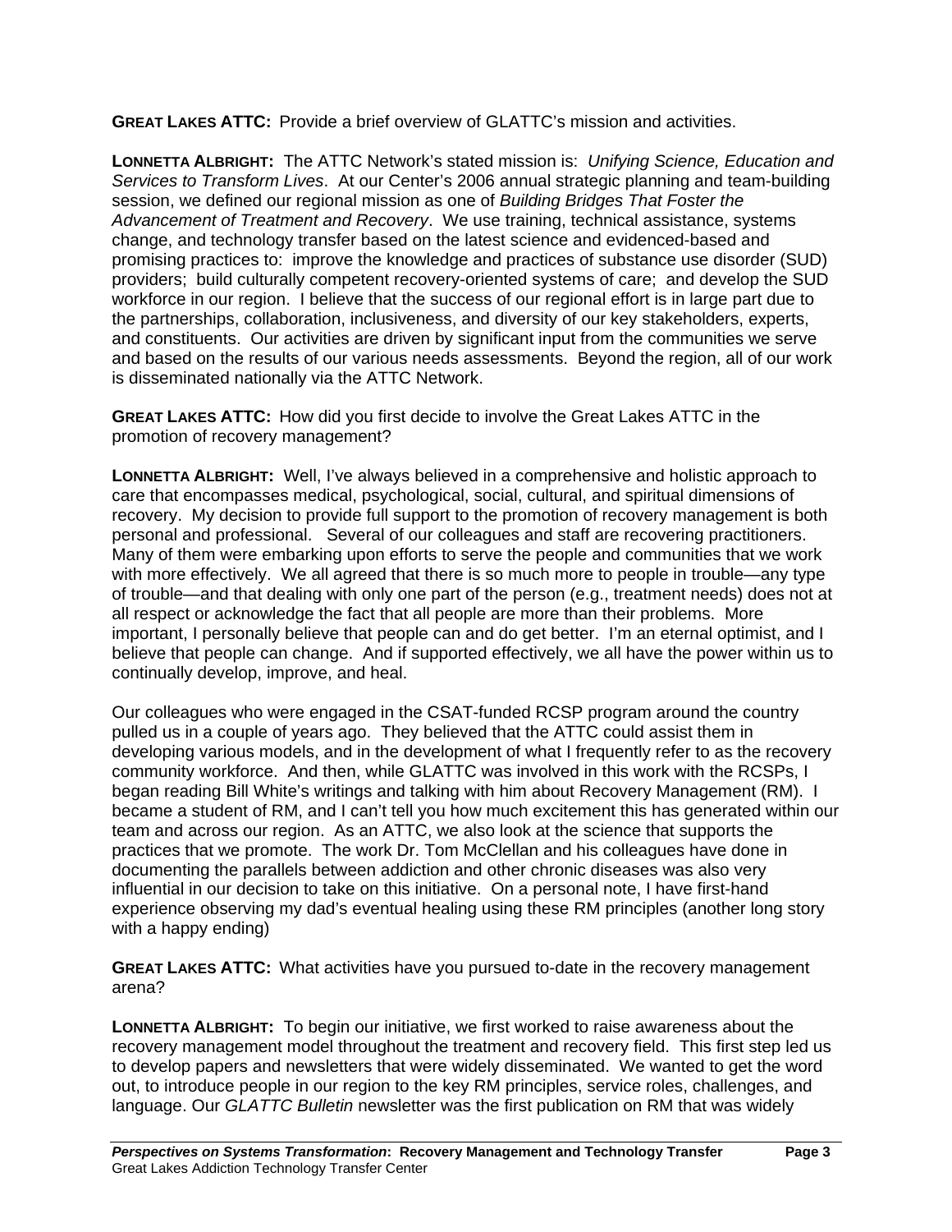**GREAT LAKES ATTC:** Provide a brief overview of GLATTC's mission and activities.

**LONNETTA ALBRIGHT:** The ATTC Network's stated mission is: *Unifying Science, Education and Services to Transform Lives*. At our Center's 2006 annual strategic planning and team-building session, we defined our regional mission as one of *Building Bridges That Foster the Advancement of Treatment and Recovery*. We use training, technical assistance, systems change, and technology transfer based on the latest science and evidenced-based and promising practices to: improve the knowledge and practices of substance use disorder (SUD) providers; build culturally competent recovery-oriented systems of care; and develop the SUD workforce in our region. I believe that the success of our regional effort is in large part due to the partnerships, collaboration, inclusiveness, and diversity of our key stakeholders, experts, and constituents. Our activities are driven by significant input from the communities we serve and based on the results of our various needs assessments. Beyond the region, all of our work is disseminated nationally via the ATTC Network.

**GREAT LAKES ATTC:** How did you first decide to involve the Great Lakes ATTC in the promotion of recovery management?

**LONNETTA ALBRIGHT:** Well, I've always believed in a comprehensive and holistic approach to care that encompasses medical, psychological, social, cultural, and spiritual dimensions of recovery. My decision to provide full support to the promotion of recovery management is both personal and professional. Several of our colleagues and staff are recovering practitioners. Many of them were embarking upon efforts to serve the people and communities that we work with more effectively. We all agreed that there is so much more to people in trouble—any type of trouble—and that dealing with only one part of the person (e.g., treatment needs) does not at all respect or acknowledge the fact that all people are more than their problems. More important, I personally believe that people can and do get better. I'm an eternal optimist, and I believe that people can change. And if supported effectively, we all have the power within us to continually develop, improve, and heal.

Our colleagues who were engaged in the CSAT-funded RCSP program around the country pulled us in a couple of years ago. They believed that the ATTC could assist them in developing various models, and in the development of what I frequently refer to as the recovery community workforce. And then, while GLATTC was involved in this work with the RCSPs, I began reading Bill White's writings and talking with him about Recovery Management (RM). I became a student of RM, and I can't tell you how much excitement this has generated within our team and across our region. As an ATTC, we also look at the science that supports the practices that we promote. The work Dr. Tom McClellan and his colleagues have done in documenting the parallels between addiction and other chronic diseases was also very influential in our decision to take on this initiative. On a personal note, I have first-hand experience observing my dad's eventual healing using these RM principles (another long story with a happy ending)

**GREAT LAKES ATTC:** What activities have you pursued to-date in the recovery management arena?

**LONNETTA ALBRIGHT:** To begin our initiative, we first worked to raise awareness about the recovery management model throughout the treatment and recovery field. This first step led us to develop papers and newsletters that were widely disseminated. We wanted to get the word out, to introduce people in our region to the key RM principles, service roles, challenges, and language. Our *GLATTC Bulletin* newsletter was the first publication on RM that was widely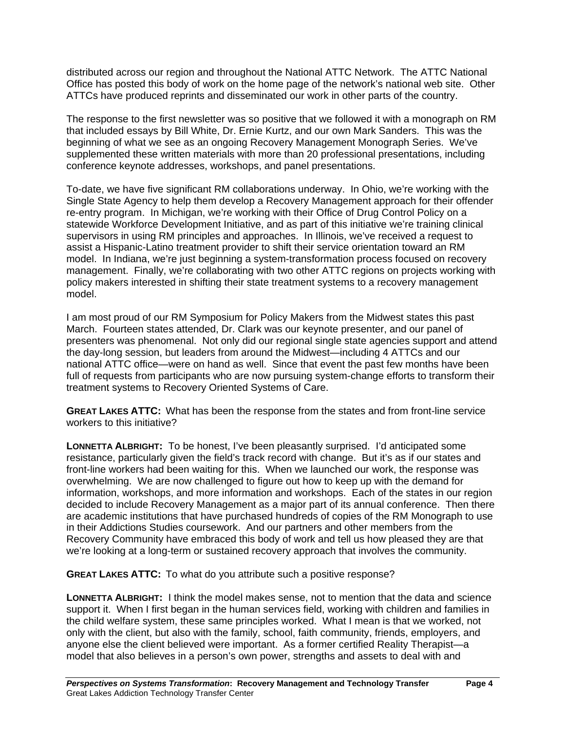distributed across our region and throughout the National ATTC Network. The ATTC National Office has posted this body of work on the home page of the network's national web site. Other ATTCs have produced reprints and disseminated our work in other parts of the country.

The response to the first newsletter was so positive that we followed it with a monograph on RM that included essays by Bill White, Dr. Ernie Kurtz, and our own Mark Sanders. This was the beginning of what we see as an ongoing Recovery Management Monograph Series. We've supplemented these written materials with more than 20 professional presentations, including conference keynote addresses, workshops, and panel presentations.

To-date, we have five significant RM collaborations underway. In Ohio, we're working with the Single State Agency to help them develop a Recovery Management approach for their offender re-entry program. In Michigan, we're working with their Office of Drug Control Policy on a statewide Workforce Development Initiative, and as part of this initiative we're training clinical supervisors in using RM principles and approaches. In Illinois, we've received a request to assist a Hispanic-Latino treatment provider to shift their service orientation toward an RM model. In Indiana, we're just beginning a system-transformation process focused on recovery management. Finally, we're collaborating with two other ATTC regions on projects working with policy makers interested in shifting their state treatment systems to a recovery management model.

I am most proud of our RM Symposium for Policy Makers from the Midwest states this past March. Fourteen states attended, Dr. Clark was our keynote presenter, and our panel of presenters was phenomenal. Not only did our regional single state agencies support and attend the day-long session, but leaders from around the Midwest—including 4 ATTCs and our national ATTC office—were on hand as well. Since that event the past few months have been full of requests from participants who are now pursuing system-change efforts to transform their treatment systems to Recovery Oriented Systems of Care.

**GREAT LAKES ATTC:** What has been the response from the states and from front-line service workers to this initiative?

**LONNETTA ALBRIGHT:** To be honest, I've been pleasantly surprised. I'd anticipated some resistance, particularly given the field's track record with change. But it's as if our states and front-line workers had been waiting for this. When we launched our work, the response was overwhelming. We are now challenged to figure out how to keep up with the demand for information, workshops, and more information and workshops. Each of the states in our region decided to include Recovery Management as a major part of its annual conference. Then there are academic institutions that have purchased hundreds of copies of the RM Monograph to use in their Addictions Studies coursework. And our partners and other members from the Recovery Community have embraced this body of work and tell us how pleased they are that we're looking at a long-term or sustained recovery approach that involves the community.

**GREAT LAKES ATTC:** To what do you attribute such a positive response?

**LONNETTA ALBRIGHT:** I think the model makes sense, not to mention that the data and science support it. When I first began in the human services field, working with children and families in the child welfare system, these same principles worked. What I mean is that we worked, not only with the client, but also with the family, school, faith community, friends, employers, and anyone else the client believed were important. As a former certified Reality Therapist—a model that also believes in a person's own power, strengths and assets to deal with and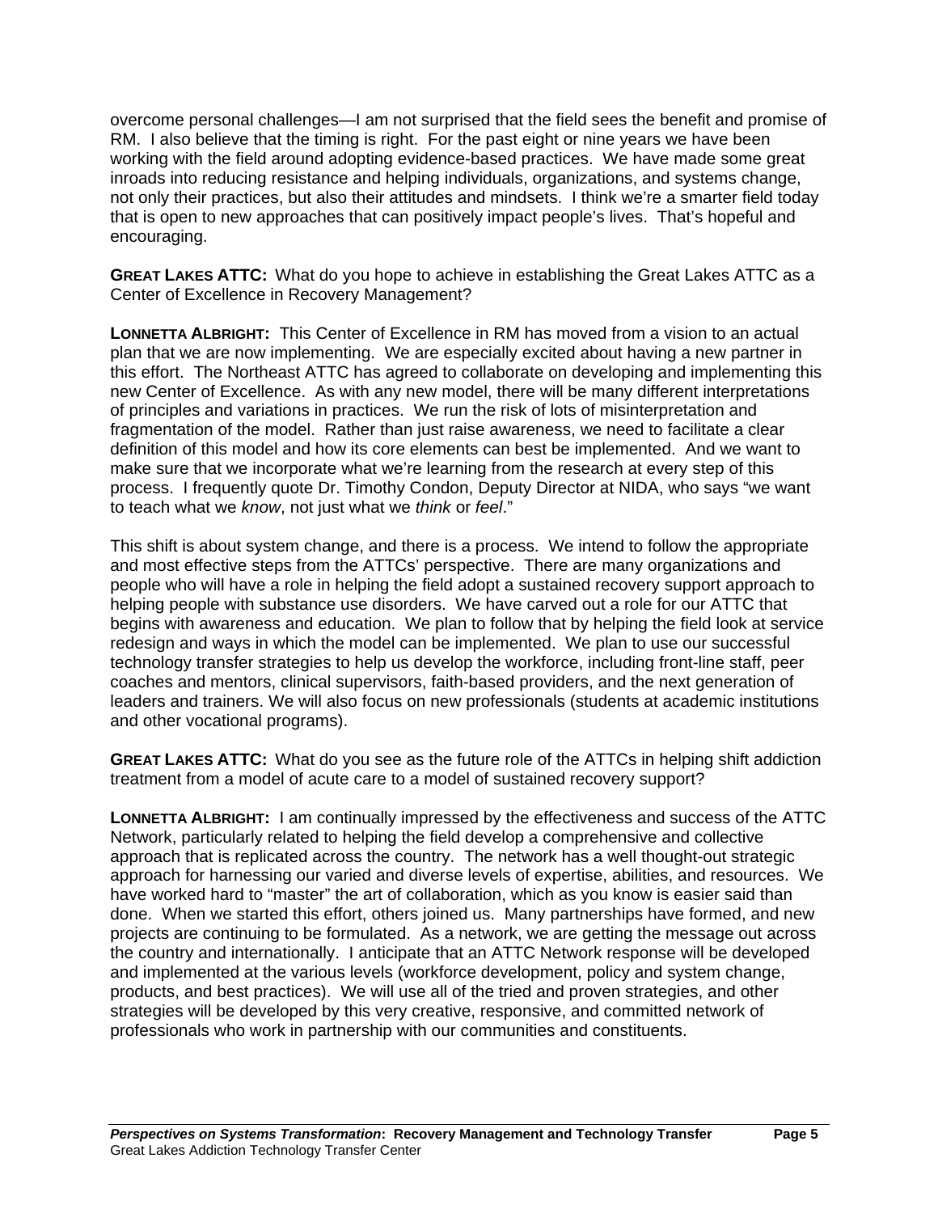overcome personal challenges—I am not surprised that the field sees the benefit and promise of RM. I also believe that the timing is right. For the past eight or nine years we have been working with the field around adopting evidence-based practices. We have made some great inroads into reducing resistance and helping individuals, organizations, and systems change, not only their practices, but also their attitudes and mindsets. I think we're a smarter field today that is open to new approaches that can positively impact people's lives. That's hopeful and encouraging.

**GREAT LAKES ATTC:** What do you hope to achieve in establishing the Great Lakes ATTC as a Center of Excellence in Recovery Management?

**LONNETTA ALBRIGHT:** This Center of Excellence in RM has moved from a vision to an actual plan that we are now implementing. We are especially excited about having a new partner in this effort. The Northeast ATTC has agreed to collaborate on developing and implementing this new Center of Excellence. As with any new model, there will be many different interpretations of principles and variations in practices. We run the risk of lots of misinterpretation and fragmentation of the model. Rather than just raise awareness, we need to facilitate a clear definition of this model and how its core elements can best be implemented. And we want to make sure that we incorporate what we're learning from the research at every step of this process. I frequently quote Dr. Timothy Condon, Deputy Director at NIDA, who says "we want to teach what we *know*, not just what we *think* or *feel*."

This shift is about system change, and there is a process. We intend to follow the appropriate and most effective steps from the ATTCs' perspective. There are many organizations and people who will have a role in helping the field adopt a sustained recovery support approach to helping people with substance use disorders. We have carved out a role for our ATTC that begins with awareness and education. We plan to follow that by helping the field look at service redesign and ways in which the model can be implemented. We plan to use our successful technology transfer strategies to help us develop the workforce, including front-line staff, peer coaches and mentors, clinical supervisors, faith-based providers, and the next generation of leaders and trainers. We will also focus on new professionals (students at academic institutions and other vocational programs).

**GREAT LAKES ATTC:** What do you see as the future role of the ATTCs in helping shift addiction treatment from a model of acute care to a model of sustained recovery support?

**LONNETTA ALBRIGHT:** I am continually impressed by the effectiveness and success of the ATTC Network, particularly related to helping the field develop a comprehensive and collective approach that is replicated across the country. The network has a well thought-out strategic approach for harnessing our varied and diverse levels of expertise, abilities, and resources. We have worked hard to "master" the art of collaboration, which as you know is easier said than done. When we started this effort, others joined us. Many partnerships have formed, and new projects are continuing to be formulated. As a network, we are getting the message out across the country and internationally. I anticipate that an ATTC Network response will be developed and implemented at the various levels (workforce development, policy and system change, products, and best practices). We will use all of the tried and proven strategies, and other strategies will be developed by this very creative, responsive, and committed network of professionals who work in partnership with our communities and constituents.